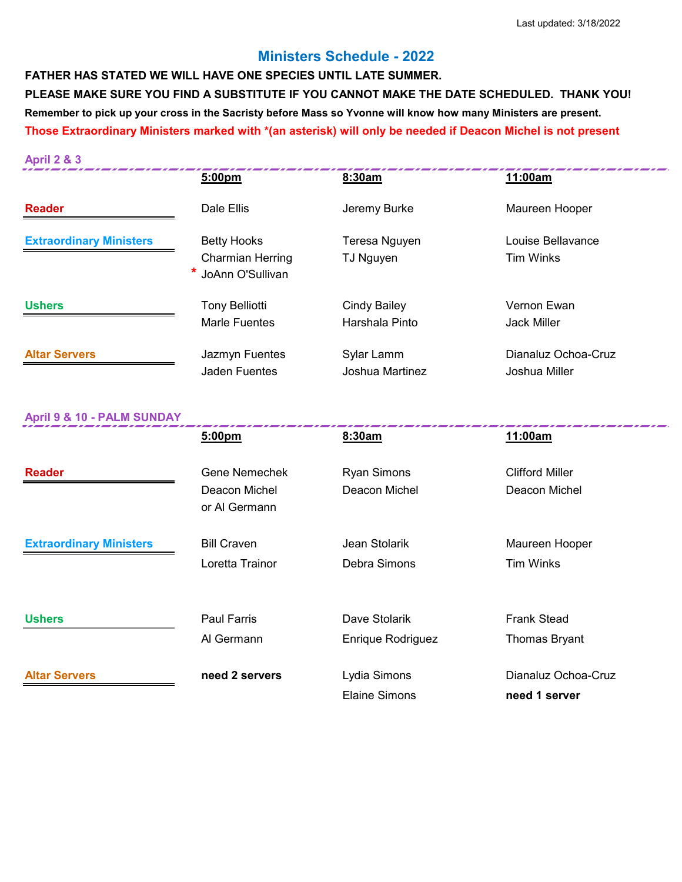Last updated: 3/18/2022

# Ministers Schedule - 2022

**FATHER HAS STATED WE WILL HAVE ONE SPECIES UNTIL LATE SUMMER.**

**PLEASE MAKE SURE YOU FIND A SUBSTITUTE IF YOU CANNOT MAKE THE DATE SCHEDULED. THANK YOU!**

**Remember to pick up your cross in the Sacristy before Mass so Yvonne will know how many Ministers are present.**

**Those Extraordinary Ministers marked with *(an asterisk) will only be needed if Deacon Michel is not present**

## April 2 & 3

| | 5:00pm | 8:30am | 11:00am |
|---|---|---|---|
| **Reader** | Dale Ellis | Jeremy Burke | Maureen Hooper |
| **Extraordinary Ministers** | Betty Hooks<br>Charmian Herring<br>* JoAnn O'Sullivan | Teresa Nguyen<br>TJ Nguyen | Louise Bellavance<br>Tim Winks |
| **Ushers** | Tony Belliotti<br>Marle Fuentes | Cindy Bailey<br>Harshala Pinto | Vernon Ewan<br>Jack Miller |
| **Altar Servers** | Jazmyn Fuentes<br>Jaden Fuentes | Sylar Lamm<br>Joshua Martinez | Dianaluz Ochoa-Cruz<br>Joshua Miller |

## April 9 & 10 - PALM SUNDAY

| | 5:00pm | 8:30am | 11:00am |
|---|---|---|---|
| **Reader** | Gene Nemechek<br>Deacon Michel<br>or Al Germann | Ryan Simons<br>Deacon Michel | Clifford Miller<br>Deacon Michel |
| **Extraordinary Ministers** | Bill Craven<br>Loretta Trainor | Jean Stolarik<br>Debra Simons | Maureen Hooper<br>Tim Winks |
| **Ushers** | Paul Farris<br>Al Germann | Dave Stolarik<br>Enrique Rodriguez | Frank Stead<br>Thomas Bryant |
| **Altar Servers** | **need 2 servers** | Lydia Simons<br>Elaine Simons | Dianaluz Ochoa-Cruz<br>**need 1 server** |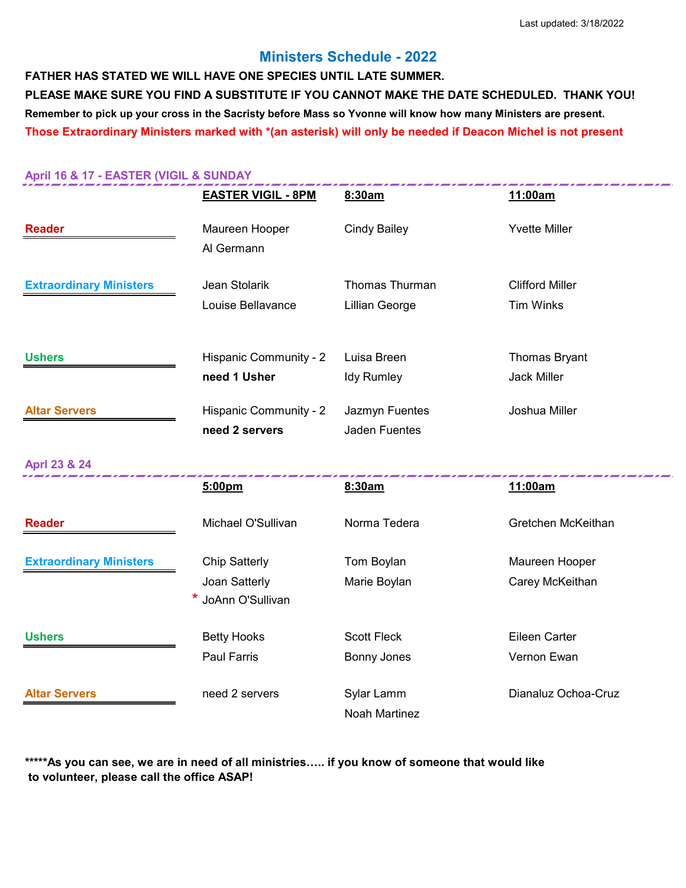Last updated: 3/18/2022

# Ministers Schedule - 2022

**FATHER HAS STATED WE WILL HAVE ONE SPECIES UNTIL LATE SUMMER.**

**PLEASE MAKE SURE YOU FIND A SUBSTITUTE IF YOU CANNOT MAKE THE DATE SCHEDULED. THANK YOU!**

**Remember to pick up your cross in the Sacristy before Mass so Yvonne will know how many Ministers are present.**

**Those Extraordinary Ministers marked with *(an asterisk) will only be needed if Deacon Michel is not present**

## April 16 & 17 - EASTER (VIGIL & SUNDAY

| | EASTER VIGIL - 8PM | 8:30am | 11:00am |
|---|---|---|---|
| **Reader** | Maureen Hooper<br>Al Germann | Cindy Bailey | Yvette Miller |
| **Extraordinary Ministers** | Jean Stolarik<br>Louise Bellavance | Thomas Thurman<br>Lillian George | Clifford Miller<br>Tim Winks |
| **Ushers** | Hispanic Community - 2<br>**need 1 Usher** | Luisa Breen<br>Idy Rumley | Thomas Bryant<br>Jack Miller |
| **Altar Servers** | Hispanic Community - 2<br>**need 2 servers** | Jazmyn Fuentes<br>Jaden Fuentes | Joshua Miller |

## Aprl 23 & 24

| | 5:00pm | 8:30am | 11:00am |
|---|---|---|---|
| **Reader** | Michael O'Sullivan | Norma Tedera | Gretchen McKeithan |
| **Extraordinary Ministers** | Chip Satterly<br>Joan Satterly<br>* JoAnn O'Sullivan | Tom Boylan<br>Marie Boylan | Maureen Hooper<br>Carey McKeithan |
| **Ushers** | Betty Hooks<br>Paul Farris | Scott Fleck<br>Bonny Jones | Eileen Carter<br>Vernon Ewan |
| **Altar Servers** | need 2 servers | Sylar Lamm<br>Noah Martinez | Dianaluz Ochoa-Cruz |

*****As you can see, we are in need of all ministries….. if you know of someone that would like to volunteer, please call the office ASAP!**